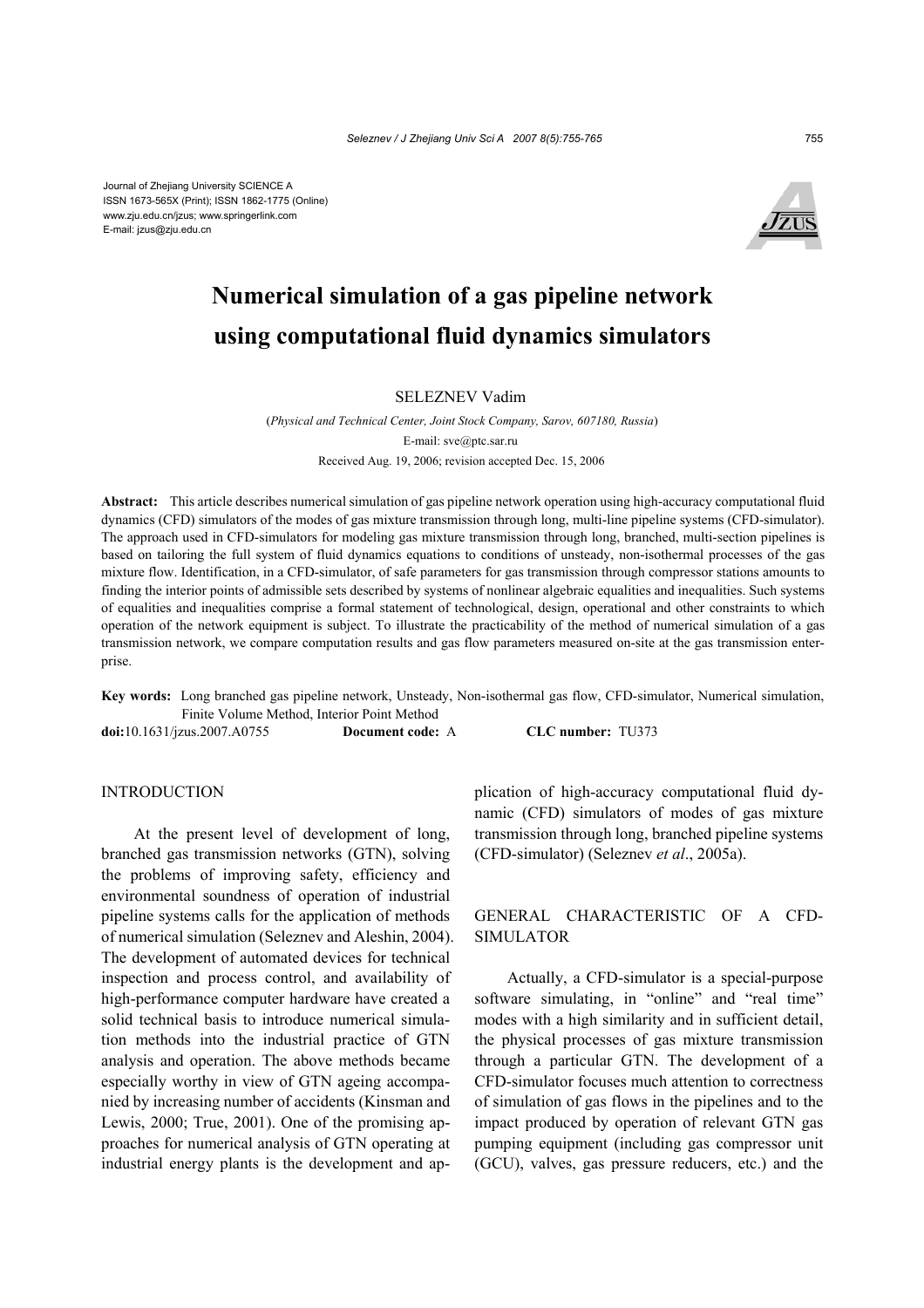Journal of Zhejiang University SCIENCE A
ISSN 1673-565X (Print); ISSN 1862-1775 (Online)
www.zju.edu.cn/jzus; www.springerlink.com
E-mail: jzus@zju.edu.cn

# Numerical simulation of a gas pipeline network using computational fluid dynamics simulators

SELEZNEV Vadim

(*Physical and Technical Center, Joint Stock Company, Sarov, 607180, Russia*)

E-mail: sve@ptc.sar.ru

Received Aug. 19, 2006; revision accepted Dec. 15, 2006

**Abstract:** This article describes numerical simulation of gas pipeline network operation using high-accuracy computational fluid dynamics (CFD) simulators of the modes of gas mixture transmission through long, multi-line pipeline systems (CFD-simulator). The approach used in CFD-simulators for modeling gas mixture transmission through long, branched, multi-section pipelines is based on tailoring the full system of fluid dynamics equations to conditions of unsteady, non-isothermal processes of the gas mixture flow. Identification, in a CFD-simulator, of safe parameters for gas transmission through compressor stations amounts to finding the interior points of admissible sets described by systems of nonlinear algebraic equalities and inequalities. Such systems of equalities and inequalities comprise a formal statement of technological, design, operational and other constraints to which operation of the network equipment is subject. To illustrate the practicability of the method of numerical simulation of a gas transmission network, we compare computation results and gas flow parameters measured on-site at the gas transmission enterprise.

**Key words:** Long branched gas pipeline network, Unsteady, Non-isothermal gas flow, CFD-simulator, Numerical simulation, Finite Volume Method, Interior Point Method

**doi:**10.1631/jzus.2007.A0755 **Document code:** A **CLC number:** TU373

## INTRODUCTION

At the present level of development of long, branched gas transmission networks (GTN), solving the problems of improving safety, efficiency and environmental soundness of operation of industrial pipeline systems calls for the application of methods of numerical simulation (Seleznev and Aleshin, 2004). The development of automated devices for technical inspection and process control, and availability of high-performance computer hardware have created a solid technical basis to introduce numerical simulation methods into the industrial practice of GTN analysis and operation. The above methods became especially worthy in view of GTN ageing accompanied by increasing number of accidents (Kinsman and Lewis, 2000; True, 2001). One of the promising approaches for numerical analysis of GTN operating at industrial energy plants is the development and application of high-accuracy computational fluid dynamic (CFD) simulators of modes of gas mixture transmission through long, branched pipeline systems (CFD-simulator) (Seleznev *et al*., 2005a).

## GENERAL CHARACTERISTIC OF A CFD-SIMULATOR

Actually, a CFD-simulator is a special-purpose software simulating, in "online" and "real time" modes with a high similarity and in sufficient detail, the physical processes of gas mixture transmission through a particular GTN. The development of a CFD-simulator focuses much attention to correctness of simulation of gas flows in the pipelines and to the impact produced by operation of relevant GTN gas pumping equipment (including gas compressor unit (GCU), valves, gas pressure reducers, etc.) and the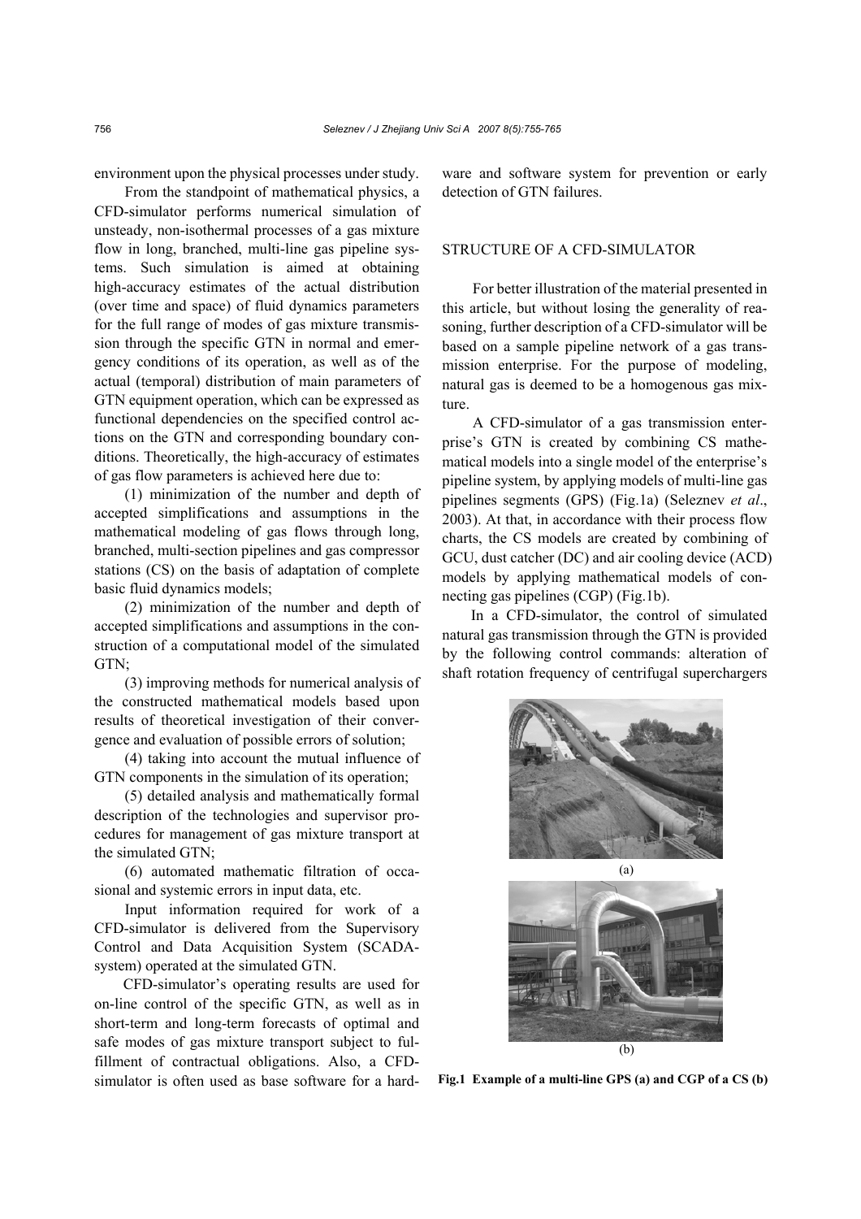environment upon the physical processes under study.

From the standpoint of mathematical physics, a CFD-simulator performs numerical simulation of unsteady, non-isothermal processes of a gas mixture flow in long, branched, multi-line gas pipeline systems. Such simulation is aimed at obtaining high-accuracy estimates of the actual distribution (over time and space) of fluid dynamics parameters for the full range of modes of gas mixture transmission through the specific GTN in normal and emergency conditions of its operation, as well as of the actual (temporal) distribution of main parameters of GTN equipment operation, which can be expressed as functional dependencies on the specified control actions on the GTN and corresponding boundary conditions. Theoretically, the high-accuracy of estimates of gas flow parameters is achieved here due to:

(1) minimization of the number and depth of accepted simplifications and assumptions in the mathematical modeling of gas flows through long, branched, multi-section pipelines and gas compressor stations (CS) on the basis of adaptation of complete basic fluid dynamics models;

(2) minimization of the number and depth of accepted simplifications and assumptions in the construction of a computational model of the simulated GTN;

(3) improving methods for numerical analysis of the constructed mathematical models based upon results of theoretical investigation of their convergence and evaluation of possible errors of solution;

(4) taking into account the mutual influence of GTN components in the simulation of its operation;

(5) detailed analysis and mathematically formal description of the technologies and supervisor procedures for management of gas mixture transport at the simulated GTN;

(6) automated mathematic filtration of occasional and systemic errors in input data, etc.

Input information required for work of a CFD-simulator is delivered from the Supervisory Control and Data Acquisition System (SCADA-system) operated at the simulated GTN.

CFD-simulator's operating results are used for on-line control of the specific GTN, as well as in short-term and long-term forecasts of optimal and safe modes of gas mixture transport subject to fulfillment of contractual obligations. Also, a CFD-simulator is often used as base software for a hardware and software system for prevention or early detection of GTN failures.

## STRUCTURE OF A CFD-SIMULATOR

For better illustration of the material presented in this article, but without losing the generality of reasoning, further description of a CFD-simulator will be based on a sample pipeline network of a gas transmission enterprise. For the purpose of modeling, natural gas is deemed to be a homogenous gas mixture.

A CFD-simulator of a gas transmission enterprise's GTN is created by combining CS mathematical models into a single model of the enterprise's pipeline system, by applying models of multi-line gas pipelines segments (GPS) (Fig.1a) (Seleznev *et al*., 2003). At that, in accordance with their process flow charts, the CS models are created by combining of GCU, dust catcher (DC) and air cooling device (ACD) models by applying mathematical models of connecting gas pipelines (CGP) (Fig.1b).

In a CFD-simulator, the control of simulated natural gas transmission through the GTN is provided by the following control commands: alteration of shaft rotation frequency of centrifugal superchargers

(a)

(b)

**Fig.1 Example of a multi-line GPS (a) and CGP of a CS (b)**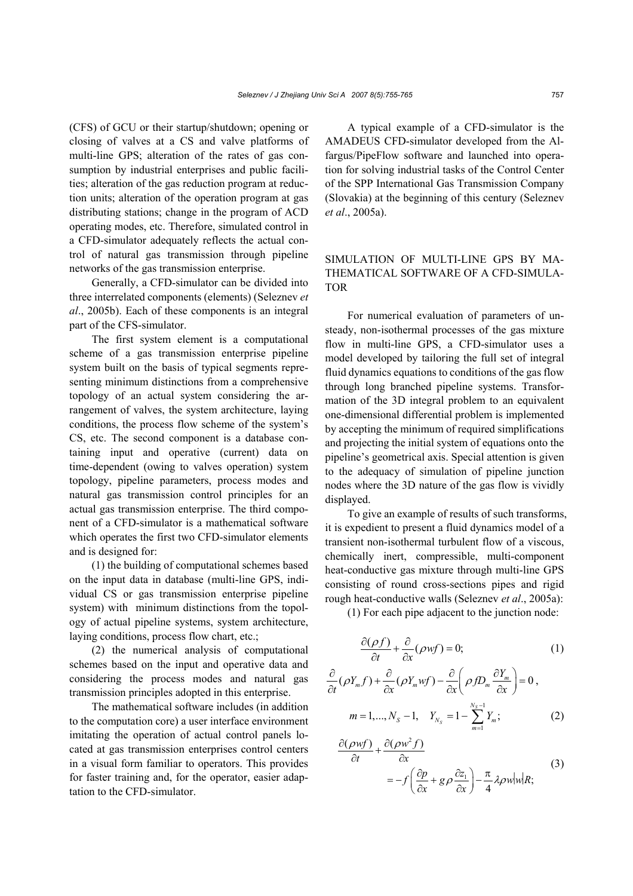(CFS) of GCU or their startup/shutdown; opening or closing of valves at a CS and valve platforms of multi-line GPS; alteration of the rates of gas consumption by industrial enterprises and public facilities; alteration of the gas reduction program at reduction units; alteration of the operation program at gas distributing stations; change in the program of ACD operating modes, etc. Therefore, simulated control in a CFD-simulator adequately reflects the actual control of natural gas transmission through pipeline networks of the gas transmission enterprise.

Generally, a CFD-simulator can be divided into three interrelated components (elements) (Seleznev *et al*., 2005b). Each of these components is an integral part of the CFS-simulator.

The first system element is a computational scheme of a gas transmission enterprise pipeline system built on the basis of typical segments representing minimum distinctions from a comprehensive topology of an actual system considering the arrangement of valves, the system architecture, laying conditions, the process flow scheme of the system's CS, etc. The second component is a database containing input and operative (current) data on time-dependent (owing to valves operation) system topology, pipeline parameters, process modes and natural gas transmission control principles for an actual gas transmission enterprise. The third component of a CFD-simulator is a mathematical software which operates the first two CFD-simulator elements and is designed for:

(1) the building of computational schemes based on the input data in database (multi-line GPS, individual CS or gas transmission enterprise pipeline system) with minimum distinctions from the topology of actual pipeline systems, system architecture, laying conditions, process flow chart, etc.;

(2) the numerical analysis of computational schemes based on the input and operative data and considering the process modes and natural gas transmission principles adopted in this enterprise.

The mathematical software includes (in addition to the computation core) a user interface environment imitating the operation of actual control panels located at gas transmission enterprises control centers in a visual form familiar to operators. This provides for faster training and, for the operator, easier adaptation to the CFD-simulator.

A typical example of a CFD-simulator is the AMADEUS CFD-simulator developed from the Alfargus/PipeFlow software and launched into operation for solving industrial tasks of the Control Center of the SPP International Gas Transmission Company (Slovakia) at the beginning of this century (Seleznev *et al*., 2005a).

## SIMULATION OF MULTI-LINE GPS BY MATHEMATICAL SOFTWARE OF A CFD-SIMULATOR

For numerical evaluation of parameters of unsteady, non-isothermal processes of the gas mixture flow in multi-line GPS, a CFD-simulator uses a model developed by tailoring the full set of integral fluid dynamics equations to conditions of the gas flow through long branched pipeline systems. Transformation of the 3D integral problem to an equivalent one-dimensional differential problem is implemented by accepting the minimum of required simplifications and projecting the initial system of equations onto the pipeline's geometrical axis. Special attention is given to the adequacy of simulation of pipeline junction nodes where the 3D nature of the gas flow is vividly displayed.

To give an example of results of such transforms, it is expedient to present a fluid dynamics model of a transient non-isothermal turbulent flow of a viscous, chemically inert, compressible, multi-component heat-conductive gas mixture through multi-line GPS consisting of round cross-sections pipes and rigid rough heat-conductive walls (Seleznev *et al*., 2005a):

(1) For each pipe adjacent to the junction node:

$$\frac{\partial(\rho f)}{\partial t}+\frac{\partial}{\partial x}(\rho w f)=0; \tag{1}$$

$$\frac{\partial}{\partial t}(\rho Y_m f)+\frac{\partial}{\partial x}(\rho Y_m w f)-\frac{\partial}{\partial x}\left(\rho f D_m \frac{\partial Y_m}{\partial x}\right)=0,$$

$$m=1,\ldots,N_S-1, \quad Y_{N_S}=1-\sum_{m=1}^{N_S-1}Y_m; \tag{2}$$

$$\frac{\partial(\rho w f)}{\partial t}+\frac{\partial(\rho w^2 f)}{\partial x} = -f\left(\frac{\partial p}{\partial x}+g\rho\frac{\partial z_1}{\partial x}\right)-\frac{\pi}{4}\lambda\rho w|w|R; \tag{3}$$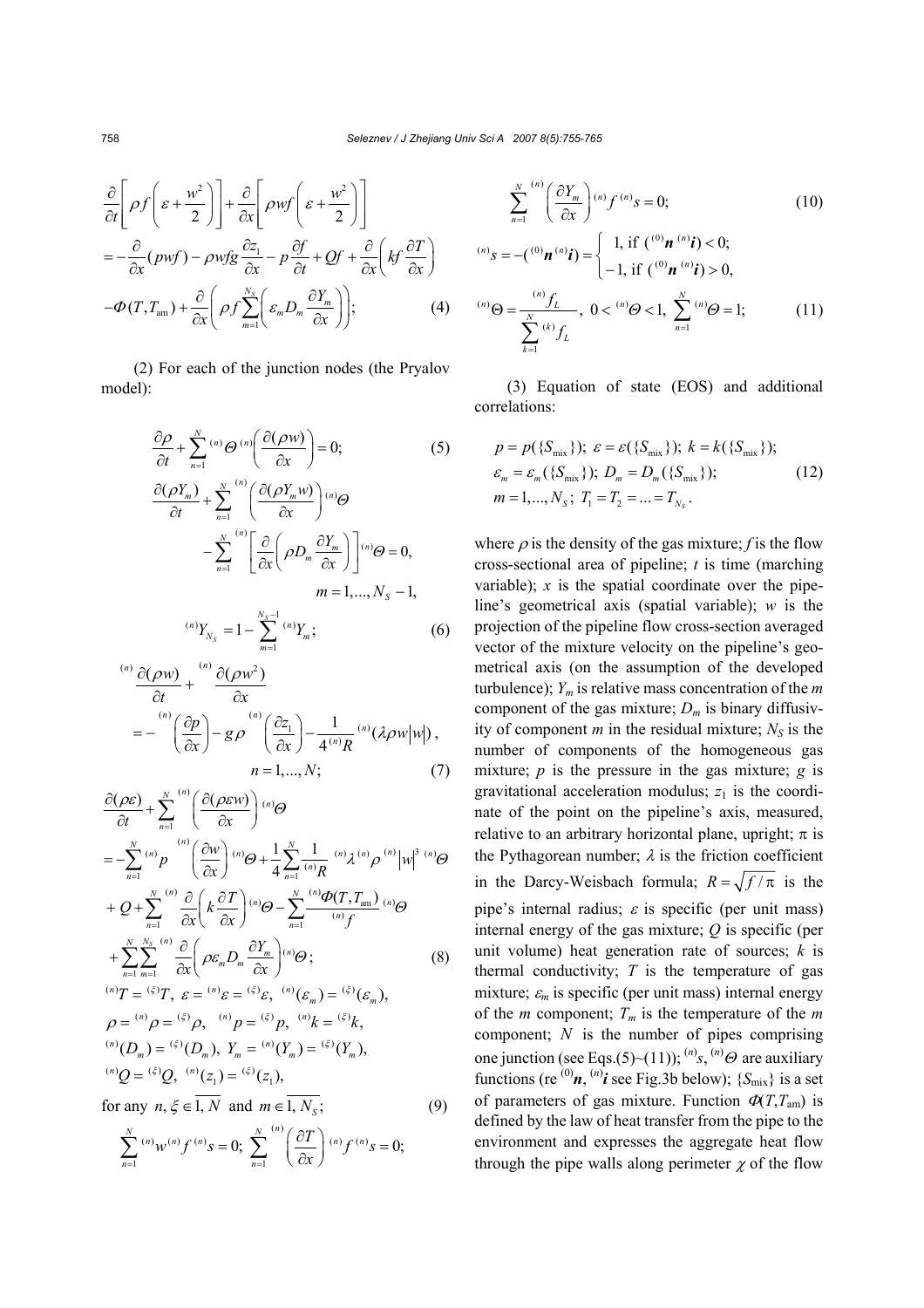$$\frac{\partial}{\partial t}\left[\rho f\left(\varepsilon+\frac{w^2}{2}\right)\right]+\frac{\partial}{\partial x}\left[\rho wf\left(\varepsilon+\frac{w^2}{2}\right)\right]$$

$$=-\frac{\partial}{\partial x}(pwf)-\rho wfg\frac{\partial z_1}{\partial x}-p\frac{\partial f}{\partial t}+Qf+\frac{\partial}{\partial x}\left(kf\frac{\partial T}{\partial x}\right)$$

$$-\Phi(T,T_{\mathrm{am}})+\frac{\partial}{\partial x}\left(\rho f\sum_{m=1}^{N_S}\left(\varepsilon_m D_m\frac{\partial Y_m}{\partial x}\right)\right); \tag{4}$$

(2) For each of the junction nodes (the Pryalov model):

$$\frac{\partial \rho}{\partial t}+\sum_{n=1}^{N}{}^{(n)}\Theta\,{}^{(n)}\!\left(\frac{\partial(\rho w)}{\partial x}\right)=0; \tag{5}$$

$$\frac{\partial(\rho Y_m)}{\partial t}+\sum_{n=1}^{N}{}^{(n)}\!\left(\frac{\partial(\rho Y_m w)}{\partial x}\right){}^{(n)}\Theta$$

$$-\sum_{n=1}^{N}{}^{(n)}\!\left[\frac{\partial}{\partial x}\left(\rho D_m\frac{\partial Y_m}{\partial x}\right)\right]{}^{(n)}\Theta=0,$$

$$m=1,\ldots,N_S-1,$$

$${}^{(n)}Y_{N_S}=1-\sum_{m=1}^{N_S-1}{}^{(n)}Y_m; \tag{6}$$

$${}^{(n)}\frac{\partial(\rho w)}{\partial t}+{}^{(n)}\frac{\partial(\rho w^2)}{\partial x}$$

$$=-{}^{(n)}\!\left(\frac{\partial p}{\partial x}\right)-g\rho\,{}^{(n)}\!\left(\frac{\partial z_1}{\partial x}\right)-\frac{1}{4\,{}^{(n)}R}\,{}^{(n)}(\lambda\rho w|w|),$$

$$n=1,\ldots,N; \tag{7}$$

$$\frac{\partial(\rho\varepsilon)}{\partial t}+\sum_{n=1}^{N}{}^{(n)}\!\left(\frac{\partial(\rho\varepsilon w)}{\partial x}\right){}^{(n)}\Theta$$

$$=-\sum_{n=1}^{N}{}^{(n)}p\,{}^{(n)}\!\left(\frac{\partial w}{\partial x}\right){}^{(n)}\Theta+\frac{1}{4}\sum_{n=1}^{N}\frac{1}{{}^{(n)}R}\,{}^{(n)}\lambda\,{}^{(n)}\rho\,{}^{(n)}|w|^3\,{}^{(n)}\Theta$$

$$+Q+\sum_{n=1}^{N}{}^{(n)}\frac{\partial}{\partial x}\left(k\frac{\partial T}{\partial x}\right){}^{(n)}\Theta-\sum_{n=1}^{N}\frac{{}^{(n)}\Phi(T,T_{\mathrm{am}})}{{}^{(n)}f}\,{}^{(n)}\Theta$$

$$+\sum_{n=1}^{N}\sum_{m=1}^{N_S}{}^{(n)}\frac{\partial}{\partial x}\left(\rho\varepsilon_m D_m\frac{\partial Y_m}{\partial x}\right){}^{(n)}\Theta; \tag{8}$$

$${}^{(n)}T={}^{(\xi)}T,\ \varepsilon={}^{(n)}\varepsilon={}^{(\xi)}\varepsilon,\ {}^{(n)}(\varepsilon_m)={}^{(\xi)}(\varepsilon_m),$$

$$\rho={}^{(n)}\rho={}^{(\xi)}\rho,\ {}^{(n)}p={}^{(\xi)}p,\ {}^{(n)}k={}^{(\xi)}k,$$

$${}^{(n)}(D_m)={}^{(\xi)}(D_m),\ Y_m={}^{(n)}(Y_m)={}^{(\xi)}(Y_m),$$

$${}^{(n)}Q={}^{(\xi)}Q,\ {}^{(n)}(z_1)={}^{(\xi)}(z_1),$$

$$\text{for any } n,\xi\in\overline{1,N} \text{ and } m\in\overline{1,N_S}; \tag{9}$$

$$\sum_{n=1}^{N}{}^{(n)}w\,{}^{(n)}f\,{}^{(n)}s=0;\ \sum_{n=1}^{N}{}^{(n)}\!\left(\frac{\partial T}{\partial x}\right){}^{(n)}f\,{}^{(n)}s=0;$$

$$\sum_{n=1}^{N}{}^{(n)}\!\left(\frac{\partial Y_m}{\partial x}\right){}^{(n)}f\,{}^{(n)}s=0; \tag{10}$$

$${}^{(n)}s=-({}^{(0)}\boldsymbol{n}\,{}^{(n)}\boldsymbol{i})=\begin{cases}1, & \text{if } ({}^{(0)}\boldsymbol{n}\,{}^{(n)}\boldsymbol{i})<0;\\ -1, & \text{if } ({}^{(0)}\boldsymbol{n}\,{}^{(n)}\boldsymbol{i})>0,\end{cases}$$

$${}^{(n)}\Theta=\frac{{}^{(n)}f_L}{\sum_{k=1}^{N}{}^{(k)}f_L},\ 0<{}^{(n)}\Theta<1,\ \sum_{n=1}^{N}{}^{(n)}\Theta=1; \tag{11}$$

(3) Equation of state (EOS) and additional correlations:

$$p=p(\{S_{\mathrm{mix}}\});\ \varepsilon=\varepsilon(\{S_{\mathrm{mix}}\});\ k=k(\{S_{\mathrm{mix}}\});$$

$$\varepsilon_m=\varepsilon_m(\{S_{\mathrm{mix}}\});\ D_m=D_m(\{S_{\mathrm{mix}}\}); \tag{12}$$

$$m=1,\ldots,N_S;\ T_1=T_2=\ldots=T_{N_S}.$$

where $\rho$ is the density of the gas mixture; $f$ is the flow cross-sectional area of pipeline; $t$ is time (marching variable); $x$ is the spatial coordinate over the pipeline's geometrical axis (spatial variable); $w$ is the projection of the pipeline flow cross-section averaged vector of the mixture velocity on the pipeline's geometrical axis (on the assumption of the developed turbulence); $Y_m$ is relative mass concentration of the $m$ component of the gas mixture; $D_m$ is binary diffusivity of component $m$ in the residual mixture; $N_S$ is the number of components of the homogeneous gas mixture; $p$ is the pressure in the gas mixture; $g$ is gravitational acceleration modulus; $z_1$ is the coordinate of the point on the pipeline's axis, measured, relative to an arbitrary horizontal plane, upright; $\pi$ is the Pythagorean number; $\lambda$ is the friction coefficient in the Darcy-Weisbach formula; $R=\sqrt{f/\pi}$ is the pipe's internal radius; $\varepsilon$ is specific (per unit mass) internal energy of the gas mixture; $Q$ is specific (per unit volume) heat generation rate of sources; $k$ is thermal conductivity; $T$ is the temperature of gas mixture; $\varepsilon_m$ is specific (per unit mass) internal energy of the $m$ component; $T_m$ is the temperature of the $m$ component; $N$ is the number of pipes comprising one junction (see Eqs.(5)~(11)); ${}^{(n)}s$, ${}^{(n)}\Theta$ are auxiliary functions (re ${}^{(0)}\boldsymbol{n}$, ${}^{(n)}\boldsymbol{i}$ see Fig.3b below); $\{S_{\mathrm{mix}}\}$ is a set of parameters of gas mixture. Function $\Phi(T,T_{\mathrm{am}})$ is defined by the law of heat transfer from the pipe to the environment and expresses the aggregate heat flow through the pipe walls along perimeter $\chi$ of the flow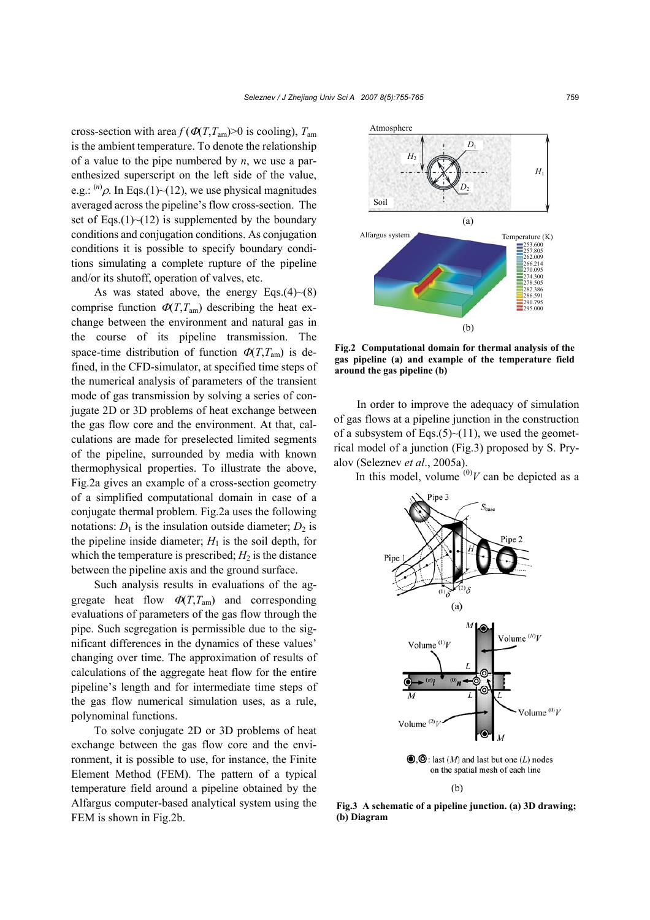cross-section with area $f(\Phi(T,T_{am})>0$ is cooling), $T_{am}$ is the ambient temperature. To denote the relationship of a value to the pipe numbered by $n$, we use a parenthesized superscript on the left side of the value, e.g.: ${}^{(n)}\rho$. In Eqs.(1)~(12), we use physical magnitudes averaged across the pipeline's flow cross-section. The set of Eqs.(1)~(12) is supplemented by the boundary conditions and conjugation conditions. As conjugation conditions it is possible to specify boundary conditions simulating a complete rupture of the pipeline and/or its shutoff, operation of valves, etc.

As was stated above, the energy Eqs.(4)~(8) comprise function $\Phi(T,T_{am})$ describing the heat exchange between the environment and natural gas in the course of its pipeline transmission. The space-time distribution of function $\Phi(T,T_{am})$ is defined, in the CFD-simulator, at specified time steps of the numerical analysis of parameters of the transient mode of gas transmission by solving a series of conjugate 2D or 3D problems of heat exchange between the gas flow core and the environment. At that, calculations are made for preselected limited segments of the pipeline, surrounded by media with known thermophysical properties. To illustrate the above, Fig.2a gives an example of a cross-section geometry of a simplified computational domain in case of a conjugate thermal problem. Fig.2a uses the following notations: $D_1$ is the insulation outside diameter; $D_2$ is the pipeline inside diameter; $H_1$ is the soil depth, for which the temperature is prescribed; $H_2$ is the distance between the pipeline axis and the ground surface.

Such analysis results in evaluations of the aggregate heat flow $\Phi(T,T_{am})$ and corresponding evaluations of parameters of the gas flow through the pipe. Such segregation is permissible due to the significant differences in the dynamics of these values' changing over time. The approximation of results of calculations of the aggregate heat flow for the entire pipeline's length and for intermediate time steps of the gas flow numerical simulation uses, as a rule, polynominal functions.

To solve conjugate 2D or 3D problems of heat exchange between the gas flow core and the environment, it is possible to use, for instance, the Finite Element Method (FEM). The pattern of a typical temperature field around a pipeline obtained by the Alfargus computer-based analytical system using the FEM is shown in Fig.2b.

**Fig.2 Computational domain for thermal analysis of the gas pipeline (a) and example of the temperature field around the gas pipeline (b)**

In order to improve the adequacy of simulation of gas flows at a pipeline junction in the construction of a subsystem of Eqs.(5)~(11), we used the geometrical model of a junction (Fig.3) proposed by S. Pryalov (Seleznev *et al*., 2005a).

In this model, volume ${}^{(0)}V$ can be depicted as a

**Fig.3 A schematic of a pipeline junction. (a) 3D drawing; (b) Diagram**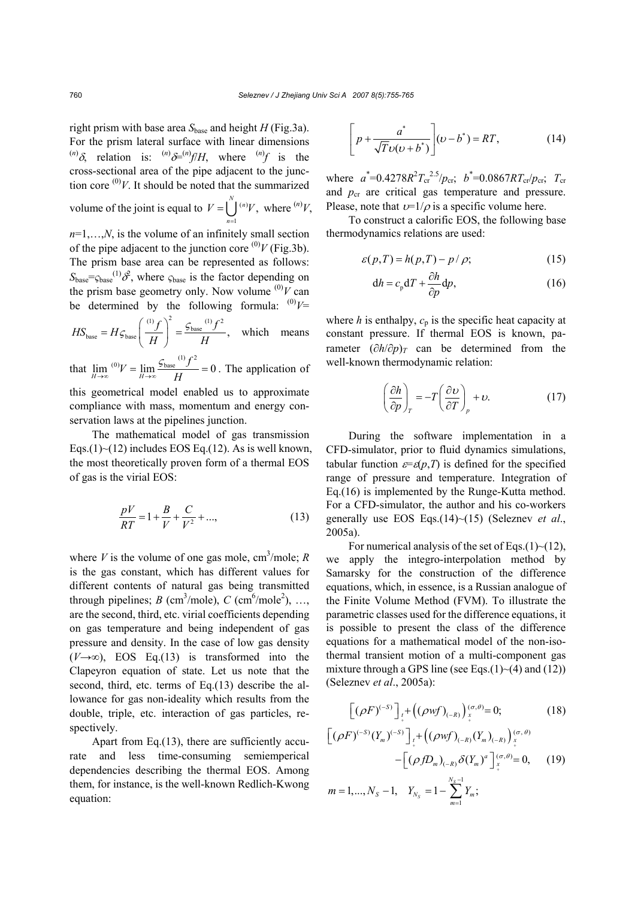right prism with base area $S_{\text{base}}$ and height $H$ (Fig.3a). For the prism lateral surface with linear dimensions ${}^{(n)}\delta$, relation is: ${}^{(n)}\delta={}^{(n)}f/H$, where ${}^{(n)}f$ is the cross-sectional area of the pipe adjacent to the junction core ${}^{(0)}V$. It should be noted that the summarized volume of the joint is equal to $V=\bigcup_{n=1}^{N}{}^{(n)}V$, where ${}^{(n)}V$, $n$=1,…,$N$, is the volume of an infinitely small section of the pipe adjacent to the junction core ${}^{(0)}V$ (Fig.3b). The prism base area can be represented as follows: $S_{\text{base}}=\varsigma_{\text{base}}{}^{(1)}\delta^2$, where $\varsigma_{\text{base}}$ is the factor depending on the prism base geometry only. Now volume ${}^{(0)}V$ can be determined by the following formula: ${}^{(0)}V=HS_{\text{base}}=H\varsigma_{\text{base}}\left(\frac{{}^{(1)}f}{H}\right)^2=\frac{\varsigma_{\text{base}}{}^{(1)}f^2}{H}$, which means that $\lim_{H\to\infty}{}^{(0)}V=\lim_{H\to\infty}\frac{\varsigma_{\text{base}}{}^{(1)}f^2}{H}=0$. The application of this geometrical model enabled us to approximate compliance with mass, momentum and energy conservation laws at the pipelines junction.

The mathematical model of gas transmission Eqs.(1)~(12) includes EOS Eq.(12). As is well known, the most theoretically proven form of a thermal EOS of gas is the virial EOS:

$$\frac{pV}{RT}=1+\frac{B}{V}+\frac{C}{V^2}+..., \tag{13}$$

where $V$ is the volume of one gas mole, cm$^3$/mole; $R$ is the gas constant, which has different values for different contents of natural gas being transmitted through pipelines; $B$ (cm$^3$/mole), $C$ (cm$^6$/mole$^2$), …, are the second, third, etc. virial coefficients depending on gas temperature and being independent of gas pressure and density. In the case of low gas density ($V\to\infty$), EOS Eq.(13) is transformed into the Clapeyron equation of state. Let us note that the second, third, etc. terms of Eq.(13) describe the allowance for gas non-ideality which results from the double, triple, etc. interaction of gas particles, respectively.

Apart from Eq.(13), there are sufficiently accurate and less time-consuming semiemperical dependencies describing the thermal EOS. Among them, for instance, is the well-known Redlich-Kwong equation:

$$\left[p+\frac{a^*}{\sqrt{T}\upsilon(\upsilon+b^*)}\right](\upsilon-b^*)=RT, \tag{14}$$

where $a^*$=0.4278$R^2T_{\text{cr}}^{2.5}/p_{\text{cr}}$; $b^*$=0.0867$RT_{\text{cr}}/p_{\text{cr}}$; $T_{\text{cr}}$ and $p_{\text{cr}}$ are critical gas temperature and pressure. Please, note that $\upsilon=1/\rho$ is a specific volume here.

To construct a calorific EOS, the following base thermodynamics relations are used:

$$\varepsilon(p,T)=h(p,T)-p/\rho; \tag{15}$$

$$\mathrm{d}h=c_{\text{p}}\mathrm{d}T+\frac{\partial h}{\partial p}\mathrm{d}p, \tag{16}$$

where $h$ is enthalpy, $c_{\text{p}}$ is the specific heat capacity at constant pressure. If thermal EOS is known, parameter $(\partial h/\partial p)_T$ can be determined from the well-known thermodynamic relation:

$$\left(\frac{\partial h}{\partial p}\right)_T=-T\left(\frac{\partial\upsilon}{\partial T}\right)_p+\upsilon. \tag{17}$$

During the software implementation in a CFD-simulator, prior to fluid dynamics simulations, tabular function $\varepsilon=\varepsilon(p,T)$ is defined for the specified range of pressure and temperature. Integration of Eq.(16) is implemented by the Runge-Kutta method. For a CFD-simulator, the author and his co-workers generally use EOS Eqs.(14)~(15) (Seleznev *et al*., 2005a).

For numerical analysis of the set of Eqs.(1)~(12), we apply the integro-interpolation method by Samarsky for the construction of the difference equations, which, in essence, is a Russian analogue of the Finite Volume Method (FVM). To illustrate the parametric classes used for the difference equations, it is possible to present the class of the difference equations for a mathematical model of the non-isothermal transient motion of a multi-component gas mixture through a GPS line (see Eqs.(1)~(4) and (12)) (Seleznev *et al*., 2005a):

$$\left[(\rho F)^{(-S)}\right]_{\underset{*}{t}}+\left((\rho wf)_{(-R)}\right)_{\underset{*}{x}}^{(\sigma,\theta)}=0; \tag{18}$$

$$\left[(\rho F)^{(-S)}(Y_m)^{(-S)}\right]_{\underset{*}{t}}+\left((\rho wf)_{(-R)}(Y_m)_{(-R)}\right)_{\underset{*}{x}}^{(\sigma,\theta)}-\left[(\rho fD_m)_{(-R)}\delta(Y_m)^a\right]_{\underset{*}{x}}^{(\sigma,\theta)}=0, \tag{19}$$

$$m=1,...,N_S-1,\quad Y_{N_S}=1-\sum_{m=1}^{N_S-1}Y_m;$$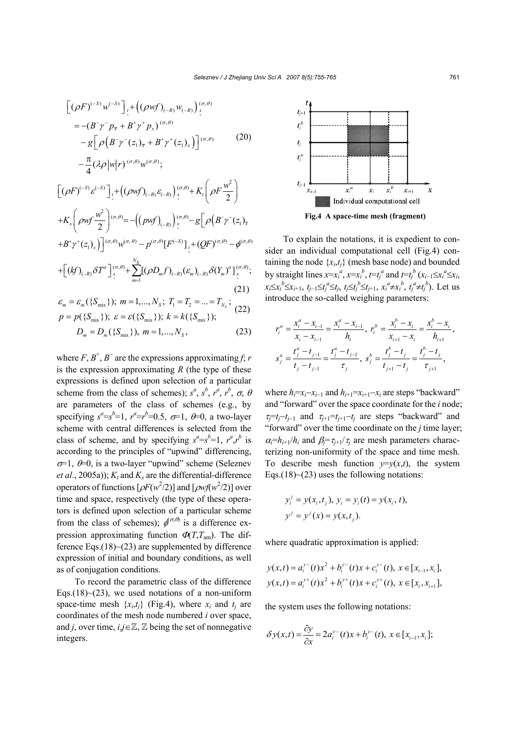$$\Big[(\rho F)^{(-S)} w^{(-S)}\Big]_{\underset{+}{t}} + \Big((\rho w f)_{(-R)} w_{(-R)}\Big)^{(\sigma,\theta)}_{\underset{+}{x}}$$

$$= -(B^- \gamma^- p_{\bar{x}} + B^+ \gamma^+ p_x)^{(\sigma,\theta)}$$

$$- g\Big[\rho\Big(B^- \gamma^- (z_1)_{\bar{x}} + B^+ \gamma^+ (z_1)_x\Big)\Big]^{(\sigma,\theta)} \tag{20}$$

$$- \frac{\pi}{4}(\lambda \rho |w| r)^{(\sigma,\theta)} w^{(\sigma,\theta)};$$

$$\Big[(\rho F)^{(-S)} \varepsilon^{(-S)}\Big]_{\underset{+}{t}} + \Big((\rho w f)_{(-R)} \varepsilon_{(-R)}\Big)^{(\sigma,\theta)}_{\underset{+}{x}} + K_t\left(\rho F \frac{w^2}{2}\right)$$

$$+ K_x\left(\rho w f \frac{w^2}{2}\right)^{(\sigma,\theta)} = -\Big((p w f)_{(-R)}\Big)^{(\sigma,\theta)}_{\underset{+}{x}} - g\Big[\rho\Big(B^- \gamma^- (z_1)_{\bar{x}}$$

$$+ B^+ \gamma^+ (z_1)_x\Big)\Big]^{(\sigma,\theta)} w^{(\sigma,\theta)} - p^{(\sigma,\theta)}\big[F^{(-S)}\big]_{\underset{+}{t}} + (QF)^{(\sigma,\theta)} - \phi^{(\sigma,\theta)}$$

$$+ \Big[(kf)_{(-R)} \delta T^a\Big]^{(\sigma,\theta)}_{\underset{+}{x}} + \sum_{m=1}^{N_S} \big[(\rho D_m f)_{(-R)} (\varepsilon_m)_{(-R)} \delta (Y_m)^a\big]^{(\sigma,\theta)}_{\underset{+}{x}}; \tag{21}$$

$$\varepsilon_m = \varepsilon_m(\{S_{\text{mix}}\});\ m = 1, \ldots, N_S;\ T_1 = T_2 = \ldots = T_{N_S};$$
$$p = p(\{S_{\text{mix}}\});\ \varepsilon = \varepsilon(\{S_{\text{mix}}\});\ k = k(\{S_{\text{mix}}\}); \tag{22}$$

$$D_m = D_m(\{S_{\text{mix}}\}),\ m = 1, \ldots, N_S, \tag{23}$$

where $F$, $B^+$, $B^-$ are the expressions approximating $f$; $r$ is the expression approximating $R$ (the type of these expressions is defined upon selection of a particular scheme from the class of schemes); $s^a$, $s^b$, $r^a$, $r^b$, $\sigma$, $\theta$ are parameters of the class of schemes (e.g., by specifying $s^a=s^b=1$, $r^a=r^b=0.5$, $\sigma=1$, $\theta=0$, a two-layer scheme with central differences is selected from the class of scheme, and by specifying $s^a=s^b=1$, $r^a,r^b$ is according to the principles of "upwind" differencing, $\sigma=1$, $\theta=0$, is a two-layer "upwind" scheme (Seleznev *et al*., 2005a)); $K_t$ and $K_x$ are the differential-difference operators of functions $[\rho F(w^2/2)]$ and $[\rho wf(w^2/2)]$ over time and space, respectively (the type of these operators is defined upon selection of a particular scheme from the class of schemes); $\phi^{(\sigma,\theta)}$ is a difference expression approximating function $\Phi(T,T_{\text{am}})$. The difference Eqs.(18)~(23) are supplemented by difference expression of initial and boundary conditions, as well as of conjugation conditions.

To record the parametric class of the difference Eqs.(18)~(23), we used notations of a non-uniform space-time mesh $\{x_i,t_j\}$ (Fig.4), where $x_i$ and $t_j$ are coordinates of the mesh node numbered $i$ over space, and $j$, over time, $i,j\in\mathbb{Z}$, $\mathbb{Z}$ being the set of nonnegative integers.

**Fig.4 A space-time mesh (fragment)**

To explain the notations, it is expedient to consider an individual computational cell (Fig.4) containing the node $\{x_i,t_j\}$ (mesh base node) and bounded by straight lines $x=x_i^a$, $x=x_i^b$, $t=t_j^a$ and $t=t_j^b$ ($x_{i-1}\le x_i^a\le x_i$, $x_i\le x_i^b\le x_{i+1}$, $t_{j-1}\le t_j^a\le t_j$, $t_j\le t_j^b\le t_{j+1}$, $x_i^a\ne x_i^b$, $t_j^a\ne t_j^b$). Let us introduce the so-called weighing parameters:

$$r_i^a = \frac{x_i^a - x_{i-1}}{x_i - x_{i-1}} = \frac{x_i^a - x_{i-1}}{h_i},\ r_i^b = \frac{x_i^b - x_i}{x_{i+1} - x_i} = \frac{x_i^b - x_i}{h_{i+1}},$$
$$s_j^a = \frac{t_j^a - t_{j-1}}{t_j - t_{j-1}} = \frac{t_j^a - t_{j-1}}{\tau_j},\ s_j^b = \frac{t_j^b - t_j}{t_{j+1} - t_j} = \frac{t_j^b - t_j}{\tau_{j+1}},$$

where $h_i=x_i-x_{i-1}$ and $h_{i+1}=x_{i+1}-x_i$ are steps "backward" and "forward" over the space coordinate for the $i$ node; $\tau_j=t_j-t_{j-1}$ and $\tau_{j+1}=t_{j+1}-t_j$ are steps "backward" and "forward" over the time coordinate on the $j$ time layer; $\alpha_i=h_{i+1}/h_i$ and $\beta_j=\tau_{j+1}/\tau_j$ are mesh parameters characterizing non-uniformity of the space and time mesh. To describe mesh function $y=y(x,t)$, the system Eqs.(18)~(23) uses the following notations:

$$y_i^j = y(x_i, t_j),\ y_i = y_i(t) = y(x_i, t),$$
$$y^j = y^j(x) = y(x, t_j).$$

where quadratic approximation is applied:

$$y(x,t) = a_i^{y-}(t)x^2 + b_i^{y-}(t)x + c_i^{y-}(t),\ x\in[x_{i-1}, x_i],$$
$$y(x,t) = a_i^{y+}(t)x^2 + b_i^{y+}(t)x + c_i^{y+}(t),\ x\in[x_i, x_{i+1}],$$

the system uses the following notations:

$$\delta y(x,t) = \frac{\partial y}{\partial x} = 2a_i^{y-}(t)x + b_i^{y-}(t),\ x\in[x_{i-1}, x_i];$$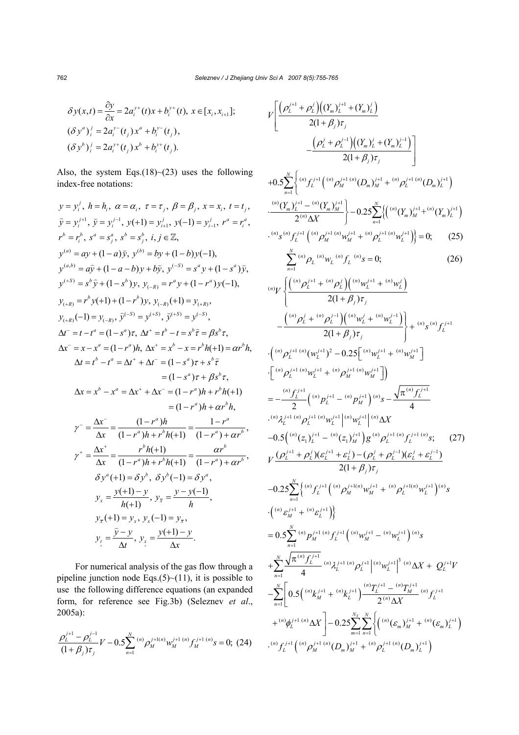$$\delta y(x,t) = \frac{\partial y}{\partial x} = 2a_i^{y+}(t)x + b_i^{y+}(t),\ x \in [x_i, x_{i+1}];$$

$$(\delta y^a)_i^j = 2a_i^{y-}(t_j)\,x^a + b_i^{y-}(t_j),$$

$$(\delta y^b)_i^j = 2a_i^{y+}(t_j)\,x^b + b_i^{y+}(t_j).$$

Also, the system Eqs.(18)~(23) uses the following index-free notations:

$$y = y_i^j,\ h = h_i,\ \alpha = \alpha_i,\ \tau = \tau_j,\ \beta = \beta_j,\ x = x_i,\ t = t_j,$$

$$\hat{y} = y_i^{j+1},\ \breve{y} = y_i^{j-1},\ y(+1) = y_{i+1}^j,\ y(-1) = y_{i-1}^j,\ r^a = r_i^a,$$

$$r^b = r_i^b,\ s^a = s_j^a,\ s^b = s_j^b,\ i, j \in \mathbb{Z},$$

$$y^{(a)} = ay + (1-a)\breve{y},\ y^{(b)} = by + (1-b)y(-1),$$

$$y^{(a,b)} = a\breve{y} + (1-a-b)y + b\breve{y},\ y^{(-S)} = s^a y + (1-s^a)\breve{y},$$

$$y^{(+S)} = s^b\hat{y} + (1-s^b)y,\ y_{(-R)} = r^a y + (1-r^a)y(-1),$$

$$y_{(+R)} = r^b y(+1) + (1-r^b)y,\ y_{(-R)}(+1) = y_{(+R)},$$

$$y_{(+R)}(-1) = y_{(-R)},\ \hat{y}^{(-S)} = y^{(+S)},\ \breve{y}^{(+S)} = y^{(-S)},$$

$$\Delta t^- = t - t^a = (1-s^a)\tau,\ \Delta t^+ = t^b - t = s^b\hat{\tau} = \beta s^b\tau,$$

$$\Delta x^- = x - x^a = (1-r^a)h,\ \Delta x^+ = x^b - x = r^b h(+1) = \alpha r^b h,$$

$$\Delta t = t^b - t^a = \Delta t^+ + \Delta t^- = (1-s^a)\tau + s^b\hat{\tau} = (1-s^a)\tau + \beta s^b\tau,$$

$$\Delta x = x^b - x^a = \Delta x^+ + \Delta x^- = (1-r^a)h + r^b h(+1) = (1-r^a)h + \alpha r^b h,$$

$$\gamma^- = \frac{\Delta x^-}{\Delta x} = \frac{(1-r^a)h}{(1-r^a)h + r^b h(+1)} = \frac{1-r^a}{(1-r^a)+\alpha r^b},$$

$$\gamma^+ = \frac{\Delta x^+}{\Delta x} = \frac{r^b h(+1)}{(1-r^a)h + r^b h(+1)} = \frac{\alpha r^b}{(1-r^a)+\alpha r^b},$$

$$\delta y^a(+1) = \delta y^b,\ \delta y^b(-1) = \delta y^a,$$

$$y_x = \frac{y(+1)-y}{h(+1)},\ y_{\bar{x}} = \frac{y-y(-1)}{h},$$

$$y_{\bar{x}}(+1) = y_x,\ y_x(-1) = y_{\bar{x}},$$

$$y_{\underset{+}{t}} = \frac{\hat{y}-y}{\Delta t},\ y_{\underset{+}{x}} = \frac{y(+1)-y}{\Delta x}.$$

For numerical analysis of the gas flow through a pipeline junction node Eqs.(5)~(11), it is possible to use the following difference equations (an expanded form, for reference see Fig.3b) (Seleznev *et al*., 2005a):

$$\frac{\rho_L^{j+1} - \rho_L^{j-1}}{(1+\beta_j)\tau_j}V - 0.5\sum_{n=1}^{N} {}^{(n)}\rho_M^{j+1(n)} w_M^{j+1\,(n)} f_M^{j+1\,(n)} s = 0; \quad (24)$$

$$V\left[\frac{\left(\rho_L^{j+1}+\rho_L^j\right)\left((Y_m)_L^{j+1}+(Y_m)_L^j\right)}{2(1+\beta_j)\tau_j} - \frac{\left(\rho_L^j+\rho_L^{j-1}\right)\left((Y_m)_L^j+(Y_m)_L^{j-1}\right)}{2(1+\beta_j)\tau_j}\right]$$
$$+0.5\sum_{n=1}^{N}\left\{{}^{(n)}f_L^{j+1}\left({}^{(n)}\rho_M^{j+1\,(n)}(D_m)_M^{j+1} + {}^{(n)}\rho_L^{j+1\,(n)}(D_m)_L^{j+1}\right)\cdot\frac{{}^{(n)}(Y_m)_L^{j+1} - {}^{(n)}(Y_m)_M^{j+1}}{2\,{}^{(n)}\Delta X}\right\} - 0.25\sum_{n=1}^{N}\left\{\left({}^{(n)}(Y_m)_M^{j+1} + {}^{(n)}(Y_m)_L^{j+1}\right)\cdot{}^{(n)}s\,{}^{(n)}f_L^{j+1}\left({}^{(n)}\rho_M^{j+1\,(n)}w_M^{j+1} + {}^{(n)}\rho_L^{j+1\,(n)}w_L^{j+1}\right)\right\} = 0; \quad (25)$$

$$\sum_{n=1}^{N} {}^{(n)}\rho_L\,{}^{(n)}w_L\,{}^{(n)}f_L\,{}^{(n)}s = 0; \quad (26)$$

$${}^{(n)}V\left\{\frac{\left({}^{(n)}\rho_L^{j+1} + {}^{(n)}\rho_L^j\right)\left({}^{(n)}w_L^{j+1} + {}^{(n)}w_L^j\right)}{2(1+\beta_j)\tau_j} - \frac{\left({}^{(n)}\rho_L^j + {}^{(n)}\rho_L^{j-1}\right)\left({}^{(n)}w_L^j + {}^{(n)}w_L^{j-1}\right)}{2(1+\beta_j)\tau_j}\right\} + {}^{(n)}s\,{}^{(n)}f_L^{j+1}$$
$$\cdot\left({}^{(n)}\rho_L^{j+1\,(n)}(w_L^{j+1})^2 - 0.25\left[{}^{(n)}w_L^{j+1} + {}^{(n)}w_M^{j+1}\right]\cdot\left[{}^{(n)}\rho_L^{j+1\,(n)}w_L^{j+1} + {}^{(n)}\rho_M^{j+1\,(n)}w_M^{j+1}\right]\right)$$
$$= -\frac{{}^{(n)}f_L^{j+1}}{2}\left({}^{(n)}p_L^{j+1} - {}^{(n)}p_M^{j+1}\right){}^{(n)}s - \frac{\sqrt{\pi\,{}^{(n)}f_L^{j+1}}}{4}\cdot{}^{(n)}\lambda_L^{j+1\,(n)}\rho_L^{j+1\,(n)}w_L^{j+1}\left|{}^{(n)}w_L^{j+1}\right|{}^{(n)}\Delta X$$
$$-0.5\left({}^{(n)}(z_1)_L^{j+1} - {}^{(n)}(z_1)_M^{j+1}\right)g\,{}^{(n)}\rho_L^{j+1\,(n)}f_L^{j+1\,(n)}s; \quad (27)$$

$$V\frac{(\rho_L^{j+1}+\rho_L^j)(\varepsilon_L^{j+1}+\varepsilon_L^j) - (\rho_L^j+\rho_L^{j-1})(\varepsilon_L^j+\varepsilon_L^{j-1})}{2(1+\beta_j)\tau_j}$$
$$-0.25\sum_{n=1}^{N}\left\{{}^{(n)}f_L^{j+1}\left({}^{(n)}\rho_M^{j+1(n)}w_M^{j+1} + {}^{(n)}\rho_L^{j+1(n)}w_L^{j+1}\right){}^{(n)}s\cdot\left({}^{(n)}\varepsilon_M^{j+1} + {}^{(n)}\varepsilon_L^{j+1}\right)\right\}$$
$$= 0.5\sum_{n=1}^{N} {}^{(n)}p_M^{j+1\,(n)}f_L^{j+1}\left({}^{(n)}w_M^{j+1} - {}^{(n)}w_L^{j+1}\right){}^{(n)}s + \sum_{n=1}^{N}\frac{\sqrt{\pi\,{}^{(n)}f_L^{j+1}}}{4}\,{}^{(n)}\lambda_L^{j+1\,(n)}\rho_L^{j+1}\left|{}^{(n)}w_L^{j+1}\right|^3{}^{(n)}\Delta X + Q_L^{j+1}V$$
$$-\sum_{n=1}^{N}\left[0.5\left({}^{(n)}k_M^{j+1} + {}^{(n)}k_L^{j+1}\right)\frac{{}^{(n)}T_L^{j+1} - {}^{(n)}T_M^{j+1}}{2\,{}^{(n)}\Delta X}\,{}^{(n)}f_L^{j+1} + {}^{(n)}\phi_L^{j+1\,(n)}\Delta X\right] - 0.25\sum_{m=1}^{N_S}\sum_{n=1}^{N}\left\{\left({}^{(n)}(\varepsilon_m)_M^{j+1} + {}^{(n)}(\varepsilon_m)_L^{j+1}\right)\cdot{}^{(n)}f_L^{j+1}\left({}^{(n)}\rho_M^{j+1\,(n)}(D_m)_M^{j+1} + {}^{(n)}\rho_L^{j+1\,(n)}(D_m)_L^{j+1}\right)\right.$$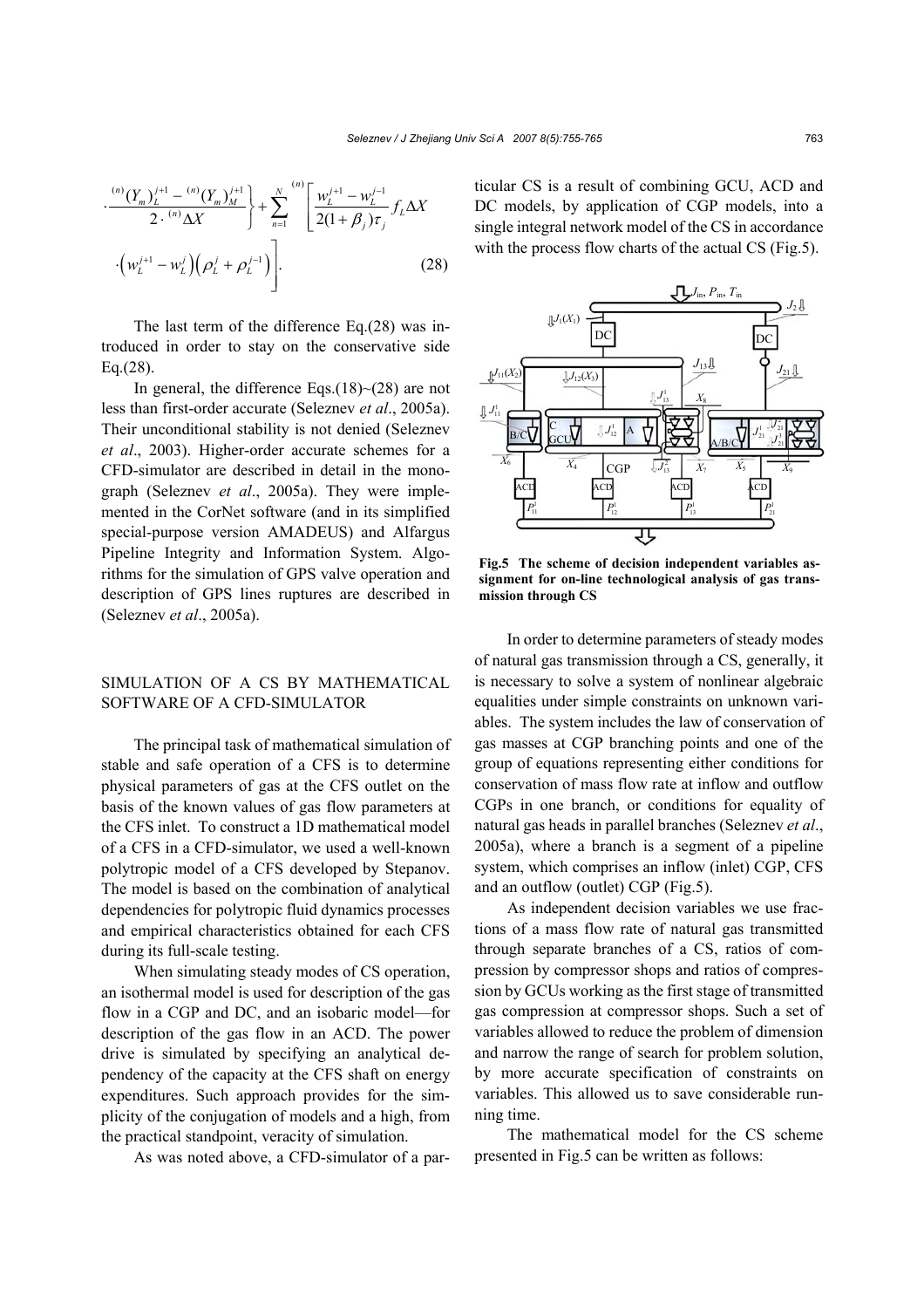$$\cdot\frac{^{(n)}(Y_m)_L^{j+1}-{}^{(n)}(Y_m)_M^{j+1}}{2\cdot{}^{(n)}\Delta X}\Bigg\}+\sum_{n=1}^{N}{}^{(n)}\Bigg[\frac{w_L^{j+1}-w_L^{j-1}}{2(1+\beta_j)\tau_j}f_L\Delta X$$
$$\cdot\left(w_L^{j+1}-w_L^{j}\right)\left(\rho_L^{j}+\rho_L^{j-1}\right)\Bigg].\qquad(28)$$

The last term of the difference Eq.(28) was introduced in order to stay on the conservative side Eq.(28).

In general, the difference Eqs.(18)~(28) are not less than first-order accurate (Seleznev *et al*., 2005a). Their unconditional stability is not denied (Seleznev *et al*., 2003). Higher-order accurate schemes for a CFD-simulator are described in detail in the monograph (Seleznev *et al*., 2005a). They were implemented in the CorNet software (and in its simplified special-purpose version AMADEUS) and Alfargus Pipeline Integrity and Information System. Algorithms for the simulation of GPS valve operation and description of GPS lines ruptures are described in (Seleznev *et al*., 2005a).

## SIMULATION OF A CS BY MATHEMATICAL SOFTWARE OF A CFD-SIMULATOR

The principal task of mathematical simulation of stable and safe operation of a CFS is to determine physical parameters of gas at the CFS outlet on the basis of the known values of gas flow parameters at the CFS inlet. To construct a 1D mathematical model of a CFS in a CFD-simulator, we used a well-known polytropic model of a CFS developed by Stepanov. The model is based on the combination of analytical dependencies for polytropic fluid dynamics processes and empirical characteristics obtained for each CFS during its full-scale testing.

When simulating steady modes of CS operation, an isothermal model is used for description of the gas flow in a CGP and DC, and an isobaric model—for description of the gas flow in an ACD. The power drive is simulated by specifying an analytical dependency of the capacity at the CFS shaft on energy expenditures. Such approach provides for the simplicity of the conjugation of models and a high, from the practical standpoint, veracity of simulation.

As was noted above, a CFD-simulator of a particular CS is a result of combining GCU, ACD and DC models, by application of CGP models, into a single integral network model of the CS in accordance with the process flow charts of the actual CS (Fig.5).

**Fig.5 The scheme of decision independent variables assignment for on-line technological analysis of gas transmission through CS**

In order to determine parameters of steady modes of natural gas transmission through a CS, generally, it is necessary to solve a system of nonlinear algebraic equalities under simple constraints on unknown variables. The system includes the law of conservation of gas masses at CGP branching points and one of the group of equations representing either conditions for conservation of mass flow rate at inflow and outflow CGPs in one branch, or conditions for equality of natural gas heads in parallel branches (Seleznev *et al*., 2005a), where a branch is a segment of a pipeline system, which comprises an inflow (inlet) CGP, CFS and an outflow (outlet) CGP (Fig.5).

As independent decision variables we use fractions of a mass flow rate of natural gas transmitted through separate branches of a CS, ratios of compression by compressor shops and ratios of compression by GCUs working as the first stage of transmitted gas compression at compressor shops. Such a set of variables allowed to reduce the problem of dimension and narrow the range of search for problem solution, by more accurate specification of constraints on variables. This allowed us to save considerable running time.

The mathematical model for the CS scheme presented in Fig.5 can be written as follows: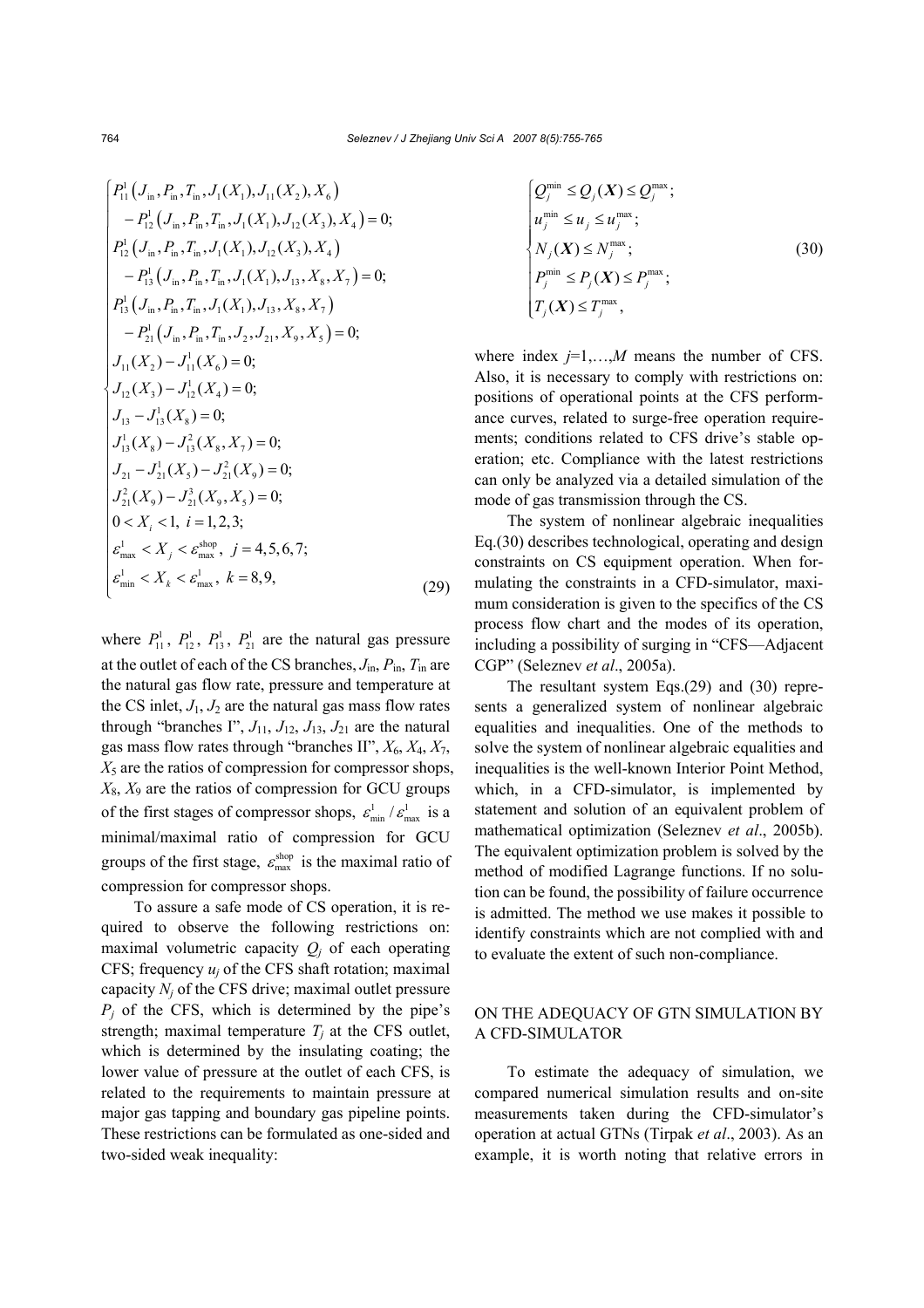$$
\begin{cases}
P_{11}^{1}\left(J_{\text{in}}, P_{\text{in}}, T_{\text{in}}, J_{1}(X_{1}), J_{11}(X_{2}), X_{6}\right) \\
\quad - P_{12}^{1}\left(J_{\text{in}}, P_{\text{in}}, T_{\text{in}}, J_{1}(X_{1}), J_{12}(X_{3}), X_{4}\right) = 0; \\
P_{12}^{1}\left(J_{\text{in}}, P_{\text{in}}, T_{\text{in}}, J_{1}(X_{1}), J_{12}(X_{3}), X_{4}\right) \\
\quad - P_{13}^{1}\left(J_{\text{in}}, P_{\text{in}}, T_{\text{in}}, J_{1}(X_{1}), J_{13}, X_{8}, X_{7}\right) = 0; \\
P_{13}^{1}\left(J_{\text{in}}, P_{\text{in}}, T_{\text{in}}, J_{1}(X_{1}), J_{13}, X_{8}, X_{7}\right) \\
\quad - P_{21}^{1}\left(J_{\text{in}}, P_{\text{in}}, T_{\text{in}}, J_{2}, J_{21}, X_{9}, X_{5}\right) = 0; \\
J_{11}(X_{2}) - J_{11}^{1}(X_{6}) = 0; \\
J_{12}(X_{3}) - J_{12}^{1}(X_{4}) = 0; \\
J_{13} - J_{13}^{1}(X_{8}) = 0; \\
J_{13}^{1}(X_{8}) - J_{13}^{2}(X_{8}, X_{7}) = 0; \\
J_{21} - J_{21}^{1}(X_{5}) - J_{21}^{2}(X_{9}) = 0; \\
J_{21}^{2}(X_{9}) - J_{21}^{3}(X_{9}, X_{5}) = 0; \\
0 < X_{i} < 1,\ i = 1, 2, 3; \\
\varepsilon_{\max}^{1} < X_{j} < \varepsilon_{\max}^{\text{shop}},\ j = 4, 5, 6, 7; \\
\varepsilon_{\min}^{1} < X_{k} < \varepsilon_{\max}^{1},\ k = 8, 9,
\end{cases}
\tag{29}
$$

where $P_{11}^{1}$, $P_{12}^{1}$, $P_{13}^{1}$, $P_{21}^{1}$ are the natural gas pressure at the outlet of each of the CS branches, $J_{\text{in}}$, $P_{\text{in}}$, $T_{\text{in}}$ are the natural gas flow rate, pressure and temperature at the CS inlet, $J_1$, $J_2$ are the natural gas mass flow rates through "branches I", $J_{11}$, $J_{12}$, $J_{13}$, $J_{21}$ are the natural gas mass flow rates through "branches II", $X_6$, $X_4$, $X_7$, $X_5$ are the ratios of compression for compressor shops, $X_8$, $X_9$ are the ratios of compression for GCU groups of the first stages of compressor shops, $\varepsilon_{\min}^{1} / \varepsilon_{\max}^{1}$ is a minimal/maximal ratio of compression for GCU groups of the first stage, $\varepsilon_{\max}^{\text{shop}}$ is the maximal ratio of compression for compressor shops.

To assure a safe mode of CS operation, it is required to observe the following restrictions on: maximal volumetric capacity $Q_j$ of each operating CFS; frequency $u_j$ of the CFS shaft rotation; maximal capacity $N_j$ of the CFS drive; maximal outlet pressure $P_j$ of the CFS, which is determined by the pipe's strength; maximal temperature $T_j$ at the CFS outlet, which is determined by the insulating coating; the lower value of pressure at the outlet of each CFS, is related to the requirements to maintain pressure at major gas tapping and boundary gas pipeline points. These restrictions can be formulated as one-sided and two-sided weak inequality:

$$
\begin{cases}
Q_{j}^{\min} \le Q_{j}(\boldsymbol{X}) \le Q_{j}^{\max}; \\
u_{j}^{\min} \le u_{j} \le u_{j}^{\max}; \\
N_{j}(\boldsymbol{X}) \le N_{j}^{\max}; \\
P_{j}^{\min} \le P_{j}(\boldsymbol{X}) \le P_{j}^{\max}; \\
T_{j}(\boldsymbol{X}) \le T_{j}^{\max},
\end{cases}
\tag{30}
$$

where index $j$=1,…,$M$ means the number of CFS. Also, it is necessary to comply with restrictions on: positions of operational points at the CFS performance curves, related to surge-free operation requirements; conditions related to CFS drive's stable operation; etc. Compliance with the latest restrictions can only be analyzed via a detailed simulation of the mode of gas transmission through the CS.

The system of nonlinear algebraic inequalities Eq.(30) describes technological, operating and design constraints on CS equipment operation. When formulating the constraints in a CFD-simulator, maximum consideration is given to the specifics of the CS process flow chart and the modes of its operation, including a possibility of surging in "CFS—Adjacent CGP" (Seleznev *et al*., 2005a).

The resultant system Eqs.(29) and (30) represents a generalized system of nonlinear algebraic equalities and inequalities. One of the methods to solve the system of nonlinear algebraic equalities and inequalities is the well-known Interior Point Method, which, in a CFD-simulator, is implemented by statement and solution of an equivalent problem of mathematical optimization (Seleznev *et al*., 2005b). The equivalent optimization problem is solved by the method of modified Lagrange functions. If no solution can be found, the possibility of failure occurrence is admitted. The method we use makes it possible to identify constraints which are not complied with and to evaluate the extent of such non-compliance.

## ON THE ADEQUACY OF GTN SIMULATION BY A CFD-SIMULATOR

To estimate the adequacy of simulation, we compared numerical simulation results and on-site measurements taken during the CFD-simulator's operation at actual GTNs (Tirpak *et al*., 2003). As an example, it is worth noting that relative errors in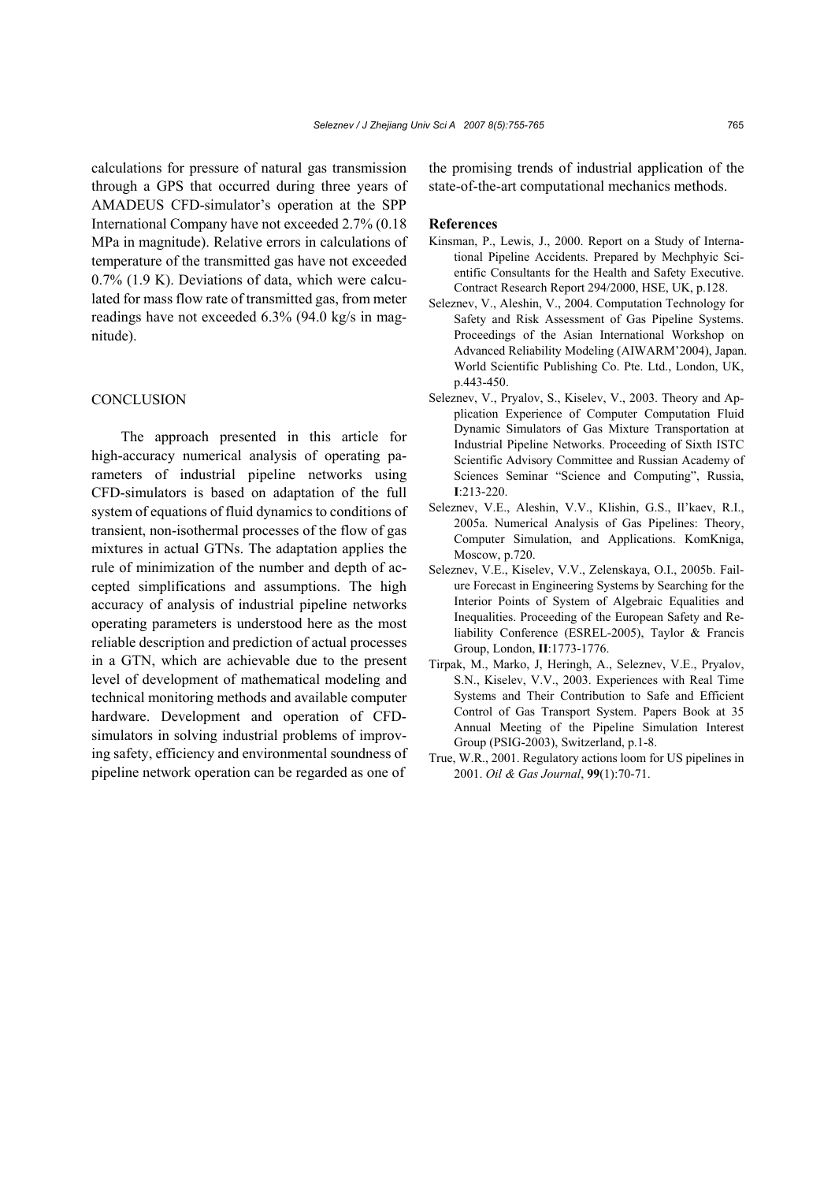calculations for pressure of natural gas transmission through a GPS that occurred during three years of AMADEUS CFD-simulator's operation at the SPP International Company have not exceeded 2.7% (0.18 MPa in magnitude). Relative errors in calculations of temperature of the transmitted gas have not exceeded 0.7% (1.9 K). Deviations of data, which were calculated for mass flow rate of transmitted gas, from meter readings have not exceeded 6.3% (94.0 kg/s in magnitude).

## CONCLUSION

The approach presented in this article for high-accuracy numerical analysis of operating parameters of industrial pipeline networks using CFD-simulators is based on adaptation of the full system of equations of fluid dynamics to conditions of transient, non-isothermal processes of the flow of gas mixtures in actual GTNs. The adaptation applies the rule of minimization of the number and depth of accepted simplifications and assumptions. The high accuracy of analysis of industrial pipeline networks operating parameters is understood here as the most reliable description and prediction of actual processes in a GTN, which are achievable due to the present level of development of mathematical modeling and technical monitoring methods and available computer hardware. Development and operation of CFD-simulators in solving industrial problems of improving safety, efficiency and environmental soundness of pipeline network operation can be regarded as one of the promising trends of industrial application of the state-of-the-art computational mechanics methods.

## References

Kinsman, P., Lewis, J., 2000. Report on a Study of International Pipeline Accidents. Prepared by Mechphyic Scientific Consultants for the Health and Safety Executive. Contract Research Report 294/2000, HSE, UK, p.128.

Seleznev, V., Aleshin, V., 2004. Computation Technology for Safety and Risk Assessment of Gas Pipeline Systems. Proceedings of the Asian International Workshop on Advanced Reliability Modeling (AIWARM'2004), Japan. World Scientific Publishing Co. Pte. Ltd., London, UK, p.443-450.

Seleznev, V., Pryalov, S., Kiselev, V., 2003. Theory and Application Experience of Computer Computation Fluid Dynamic Simulators of Gas Mixture Transportation at Industrial Pipeline Networks. Proceeding of Sixth ISTC Scientific Advisory Committee and Russian Academy of Sciences Seminar "Science and Computing", Russia, **I**:213-220.

Seleznev, V.E., Aleshin, V.V., Klishin, G.S., Il'kaev, R.I., 2005a. Numerical Analysis of Gas Pipelines: Theory, Computer Simulation, and Applications. KomKniga, Moscow, p.720.

Seleznev, V.E., Kiselev, V.V., Zelenskaya, O.I., 2005b. Failure Forecast in Engineering Systems by Searching for the Interior Points of System of Algebraic Equalities and Inequalities. Proceeding of the European Safety and Reliability Conference (ESREL-2005), Taylor & Francis Group, London, **II**:1773-1776.

Tirpak, M., Marko, J, Heringh, A., Seleznev, V.E., Pryalov, S.N., Kiselev, V.V., 2003. Experiences with Real Time Systems and Their Contribution to Safe and Efficient Control of Gas Transport System. Papers Book at 35 Annual Meeting of the Pipeline Simulation Interest Group (PSIG-2003), Switzerland, p.1-8.

True, W.R., 2001. Regulatory actions loom for US pipelines in 2001. *Oil & Gas Journal*, **99**(1):70-71.